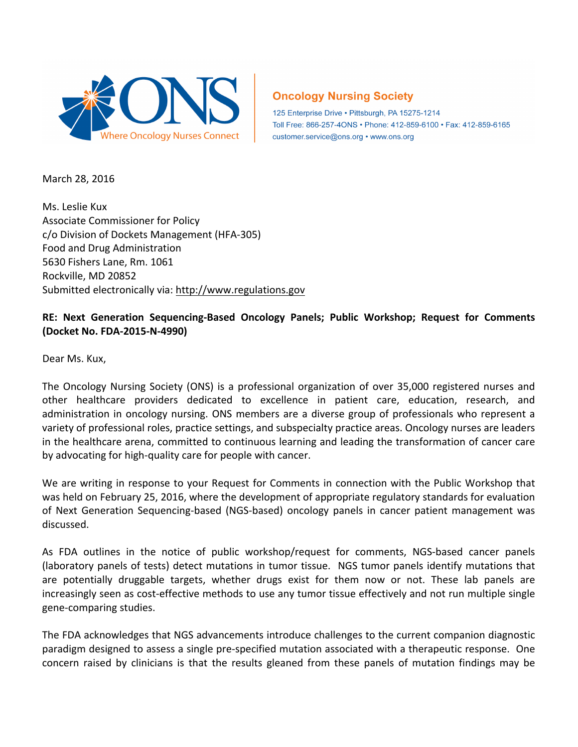**Oncology Nursing Society**

125 Enterprise Drive • Pittsburgh, PA 15275-1214
Toll Free: 866-257-4ONS • Phone: 412-859-6100 • Fax: 412-859-6165
customer.service@ons.org • www.ons.org

March 28, 2016

Ms. Leslie Kux
Associate Commissioner for Policy
c/o Division of Dockets Management (HFA-305)
Food and Drug Administration
5630 Fishers Lane, Rm. 1061
Rockville, MD 20852
Submitted electronically via: http://www.regulations.gov

**RE: Next Generation Sequencing-Based Oncology Panels; Public Workshop; Request for Comments (Docket No. FDA-2015-N-4990)**

Dear Ms. Kux,

The Oncology Nursing Society (ONS) is a professional organization of over 35,000 registered nurses and other healthcare providers dedicated to excellence in patient care, education, research, and administration in oncology nursing. ONS members are a diverse group of professionals who represent a variety of professional roles, practice settings, and subspecialty practice areas. Oncology nurses are leaders in the healthcare arena, committed to continuous learning and leading the transformation of cancer care by advocating for high-quality care for people with cancer.

We are writing in response to your Request for Comments in connection with the Public Workshop that was held on February 25, 2016, where the development of appropriate regulatory standards for evaluation of Next Generation Sequencing-based (NGS-based) oncology panels in cancer patient management was discussed.

As FDA outlines in the notice of public workshop/request for comments, NGS-based cancer panels (laboratory panels of tests) detect mutations in tumor tissue. NGS tumor panels identify mutations that are potentially druggable targets, whether drugs exist for them now or not. These lab panels are increasingly seen as cost-effective methods to use any tumor tissue effectively and not run multiple single gene-comparing studies.

The FDA acknowledges that NGS advancements introduce challenges to the current companion diagnostic paradigm designed to assess a single pre-specified mutation associated with a therapeutic response. One concern raised by clinicians is that the results gleaned from these panels of mutation findings may be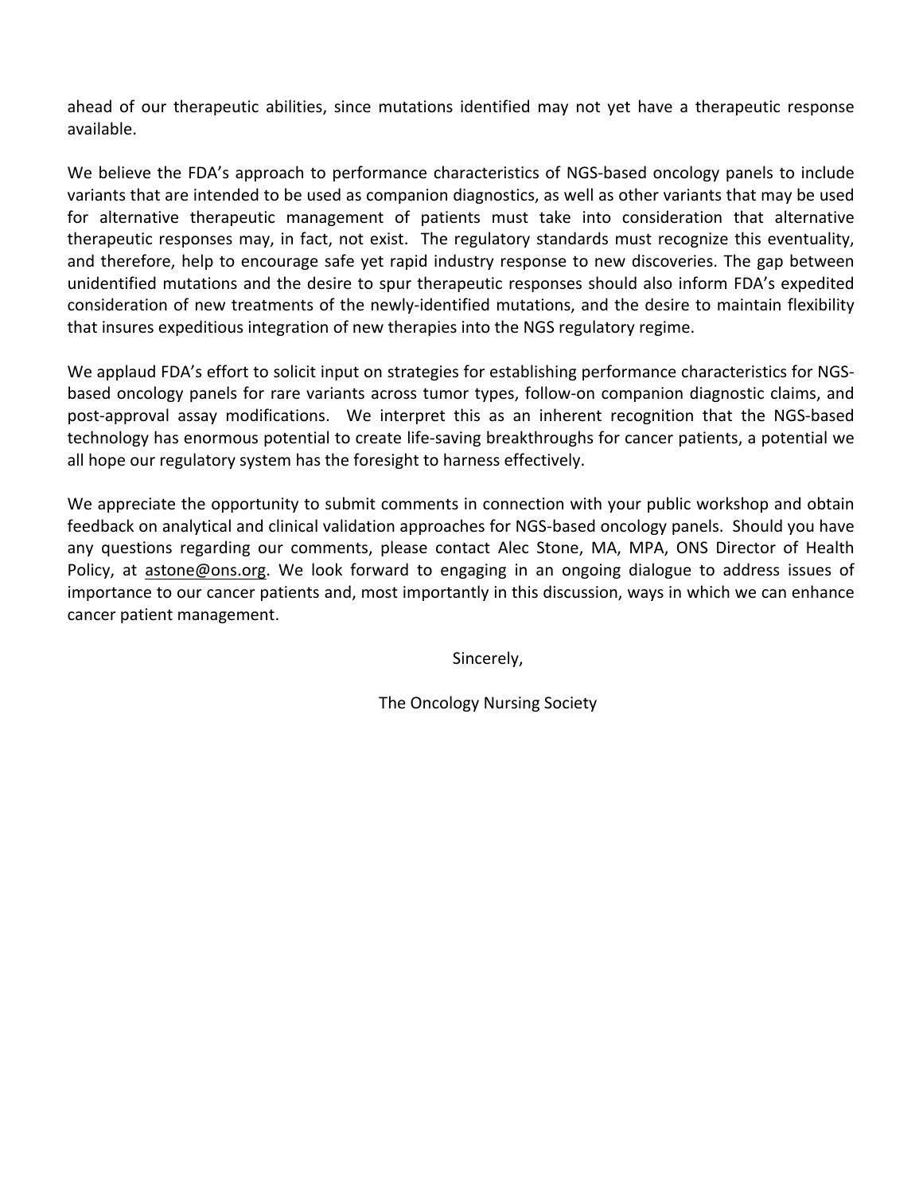ahead of our therapeutic abilities, since mutations identified may not yet have a therapeutic response available.

We believe the FDA's approach to performance characteristics of NGS-based oncology panels to include variants that are intended to be used as companion diagnostics, as well as other variants that may be used for alternative therapeutic management of patients must take into consideration that alternative therapeutic responses may, in fact, not exist. The regulatory standards must recognize this eventuality, and therefore, help to encourage safe yet rapid industry response to new discoveries. The gap between unidentified mutations and the desire to spur therapeutic responses should also inform FDA's expedited consideration of new treatments of the newly-identified mutations, and the desire to maintain flexibility that insures expeditious integration of new therapies into the NGS regulatory regime.

We applaud FDA's effort to solicit input on strategies for establishing performance characteristics for NGS-based oncology panels for rare variants across tumor types, follow-on companion diagnostic claims, and post-approval assay modifications. We interpret this as an inherent recognition that the NGS-based technology has enormous potential to create life-saving breakthroughs for cancer patients, a potential we all hope our regulatory system has the foresight to harness effectively.

We appreciate the opportunity to submit comments in connection with your public workshop and obtain feedback on analytical and clinical validation approaches for NGS-based oncology panels. Should you have any questions regarding our comments, please contact Alec Stone, MA, MPA, ONS Director of Health Policy, at astone@ons.org. We look forward to engaging in an ongoing dialogue to address issues of importance to our cancer patients and, most importantly in this discussion, ways in which we can enhance cancer patient management.

Sincerely,

The Oncology Nursing Society